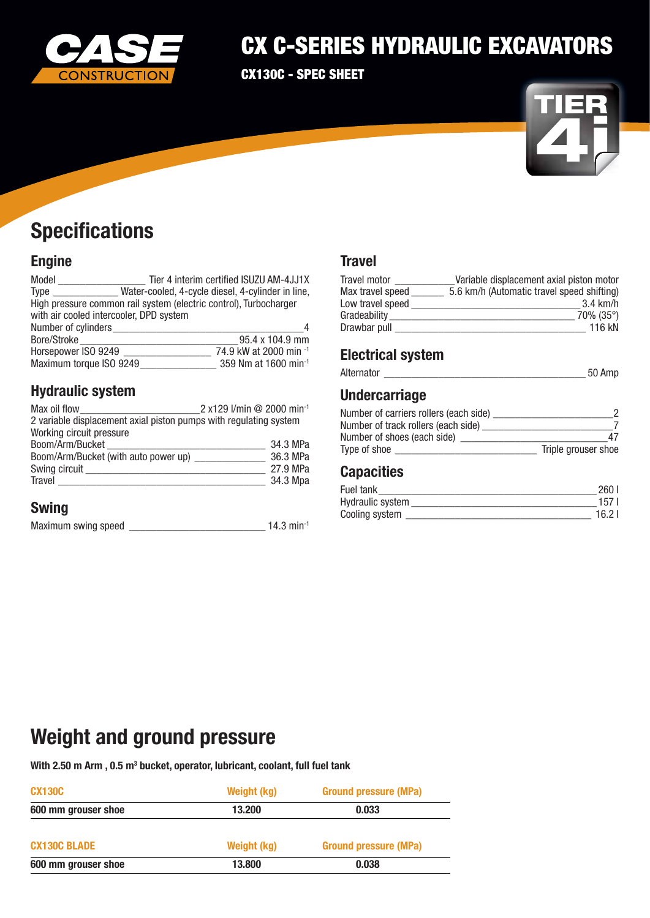# CX C-SERIES HYDRAULIC EXCAVATORS

**CX130C - SPEC SHEET**

## Specifications

### Engine

Model _______________ Tier 4 interim certified ISUZU AM-4JJ1X
Type ___________ Water-cooled, 4-cycle diesel, 4-cylinder in line, High pressure common rail system (electric control), Turbocharger with air cooled intercooler, DPD system
Number of cylinders _______________ 4
Bore/Stroke _______________ 95.4 x 104.9 mm
Horsepower ISO 9249 _______________ 74.9 kW at 2000 min $^{-1}$
Maximum torque ISO 9249 _______________ 359 Nm at 1600 min $^{-1}$

### Hydraulic system

Max oil flow _______________ 2 x129 l/min @ 2000 min $^{-1}$
2 variable displacement axial piston pumps with regulating system
Working circuit pressure
Boom/Arm/Bucket _______________ 34.3 MPa
Boom/Arm/Bucket (with auto power up) _______________ 36.3 MPa
Swing circuit _______________ 27.9 MPa
Travel _______________ 34.3 Mpa

### Swing

Maximum swing speed _______________ 14.3 min $^{-1}$

### Travel

Travel motor _______________ Variable displacement axial piston motor
Max travel speed _______________ 5.6 km/h (Automatic travel speed shifting)
Low travel speed _______________ 3.4 km/h
Gradeability _______________ 70% (35°)
Drawbar pull _______________ 116 kN

### Electrical system

Alternator _______________ 50 Amp

### Undercarriage

Number of carriers rollers (each side) _______________ 2
Number of track rollers (each side) _______________ 7
Number of shoes (each side) _______________ 47
Type of shoe _______________ Triple grouser shoe

### Capacities

Fuel tank _______________ 260 l
Hydraulic system _______________ 157 l
Cooling system _______________ 16.2 l

## Weight and ground pressure

**With 2.50 m Arm , 0.5 m³ bucket, operator, lubricant, coolant, full fuel tank**

| CX130C | Weight (kg) | Ground pressure (MPa) |
|---|---|---|
| **600 mm grouser shoe** | **13.200** | **0.033** |

| CX130C BLADE | Weight (kg) | Ground pressure (MPa) |
|---|---|---|
| **600 mm grouser shoe** | **13.800** | **0.038** |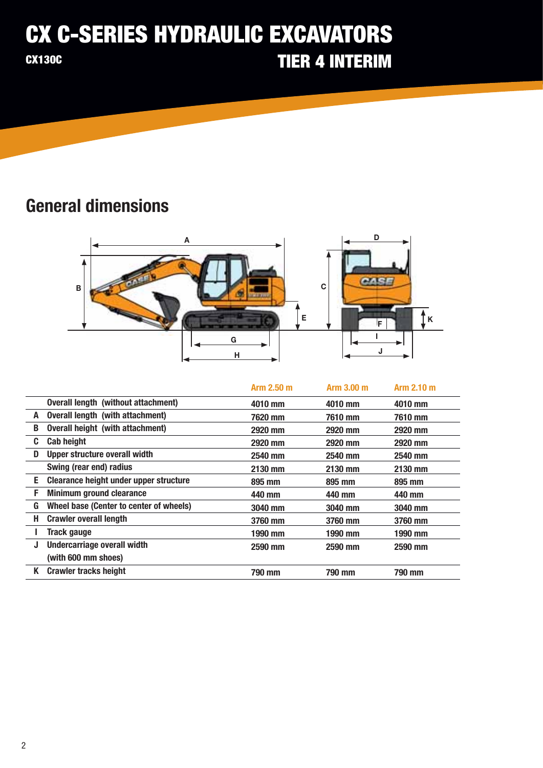# CX C-SERIES HYDRAULIC EXCAVATORS

**CX130C** **TIER 4 INTERIM**

## General dimensions

| | | Arm 2.50 m | Arm 3.00 m | Arm 2.10 m |
|---|---|---|---|---|
| | Overall length (without attachment) | 4010 mm | 4010 mm | 4010 mm |
| A | Overall length (with attachment) | 7620 mm | 7610 mm | 7610 mm |
| B | Overall height (with attachment) | 2920 mm | 2920 mm | 2920 mm |
| C | Cab height | 2920 mm | 2920 mm | 2920 mm |
| D | Upper structure overall width | 2540 mm | 2540 mm | 2540 mm |
| | Swing (rear end) radius | 2130 mm | 2130 mm | 2130 mm |
| E | Clearance height under upper structure | 895 mm | 895 mm | 895 mm |
| F | Minimum ground clearance | 440 mm | 440 mm | 440 mm |
| G | Wheel base (Center to center of wheels) | 3040 mm | 3040 mm | 3040 mm |
| H | Crawler overall length | 3760 mm | 3760 mm | 3760 mm |
| I | Track gauge | 1990 mm | 1990 mm | 1990 mm |
| J | Undercarriage overall width (with 600 mm shoes) | 2590 mm | 2590 mm | 2590 mm |
| K | Crawler tracks height | 790 mm | 790 mm | 790 mm |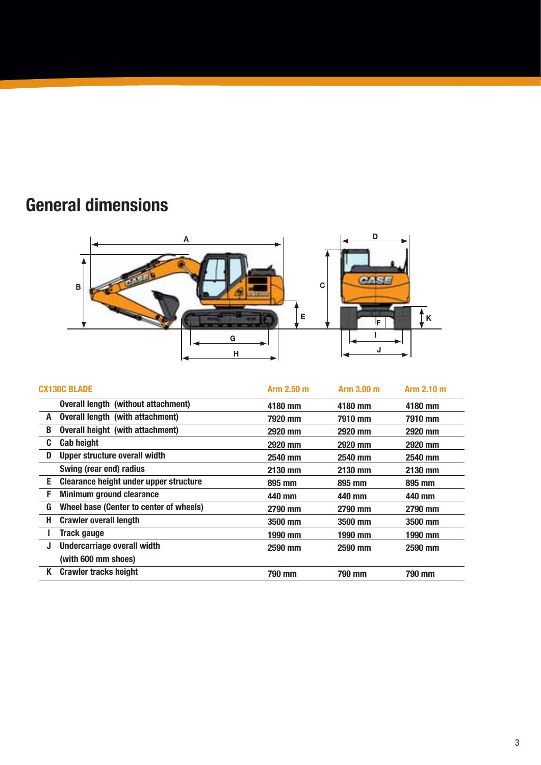## General dimensions

| | CX130C BLADE | Arm 2.50 m | Arm 3.00 m | Arm 2.10 m |
|---|---|---|---|---|
| | Overall length (without attachment) | 4180 mm | 4180 mm | 4180 mm |
| A | Overall length (with attachment) | 7920 mm | 7910 mm | 7910 mm |
| B | Overall height (with attachment) | 2920 mm | 2920 mm | 2920 mm |
| C | Cab height | 2920 mm | 2920 mm | 2920 mm |
| D | Upper structure overall width | 2540 mm | 2540 mm | 2540 mm |
| | Swing (rear end) radius | 2130 mm | 2130 mm | 2130 mm |
| E | Clearance height under upper structure | 895 mm | 895 mm | 895 mm |
| F | Minimum ground clearance | 440 mm | 440 mm | 440 mm |
| G | Wheel base (Center to center of wheels) | 2790 mm | 2790 mm | 2790 mm |
| H | Crawler overall length | 3500 mm | 3500 mm | 3500 mm |
| I | Track gauge | 1990 mm | 1990 mm | 1990 mm |
| J | Undercarriage overall width (with 600 mm shoes) | 2590 mm | 2590 mm | 2590 mm |
| K | Crawler tracks height | 790 mm | 790 mm | 790 mm |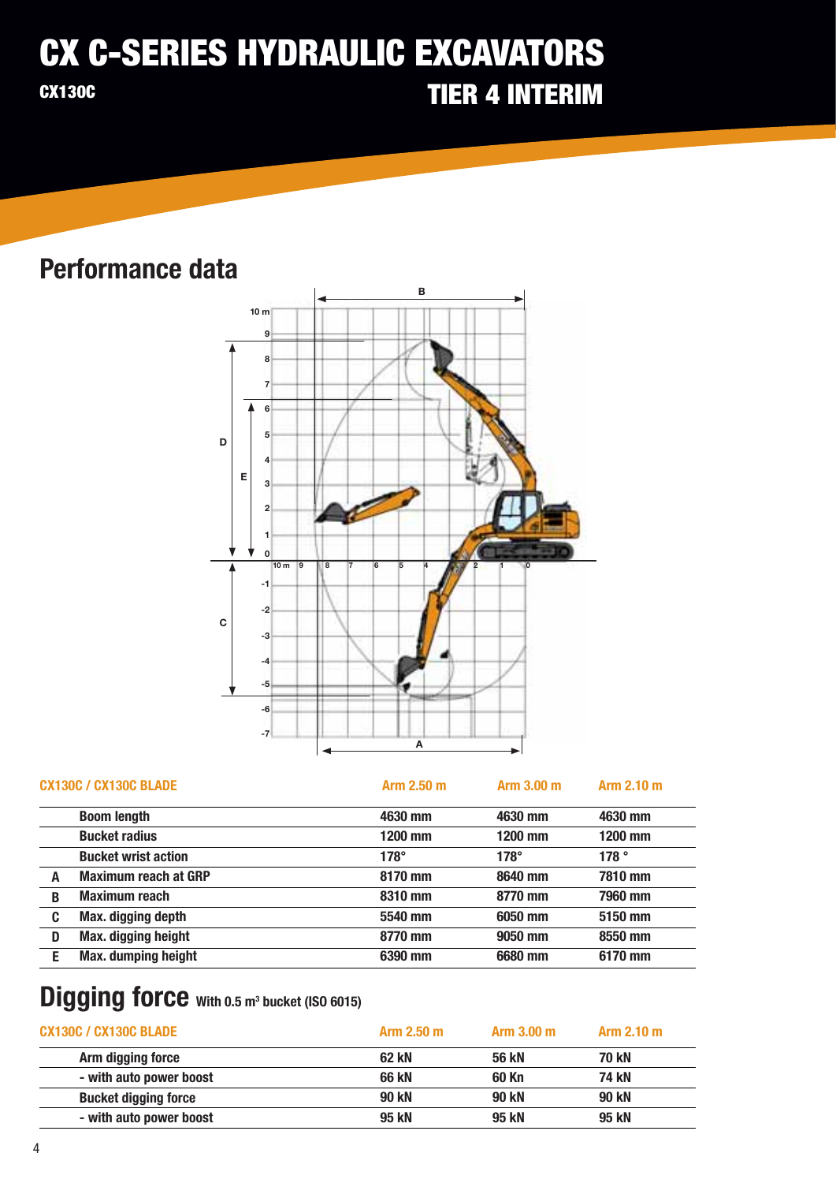# CX C-SERIES HYDRAULIC EXCAVATORS

**CX130C** **TIER 4 INTERIM**

## Performance data

| CX130C / CX130C BLADE | | Arm 2.50 m | Arm 3.00 m | Arm 2.10 m |
|---|---|---|---|---|
| | Boom length | 4630 mm | 4630 mm | 4630 mm |
| | Bucket radius | 1200 mm | 1200 mm | 1200 mm |
| | Bucket wrist action | 178° | 178° | 178 ° |
| A | Maximum reach at GRP | 8170 mm | 8640 mm | 7810 mm |
| B | Maximum reach | 8310 mm | 8770 mm | 7960 mm |
| C | Max. digging depth | 5540 mm | 6050 mm | 5150 mm |
| D | Max. digging height | 8770 mm | 9050 mm | 8550 mm |
| E | Max. dumping height | 6390 mm | 6680 mm | 6170 mm |

## Digging force With 0.5 m³ bucket (ISO 6015)

| CX130C / CX130C BLADE | Arm 2.50 m | Arm 3.00 m | Arm 2.10 m |
|---|---|---|---|
| Arm digging force | 62 kN | 56 kN | 70 kN |
| - with auto power boost | 66 kN | 60 Kn | 74 kN |
| Bucket digging force | 90 kN | 90 kN | 90 kN |
| - with auto power boost | 95 kN | 95 kN | 95 kN |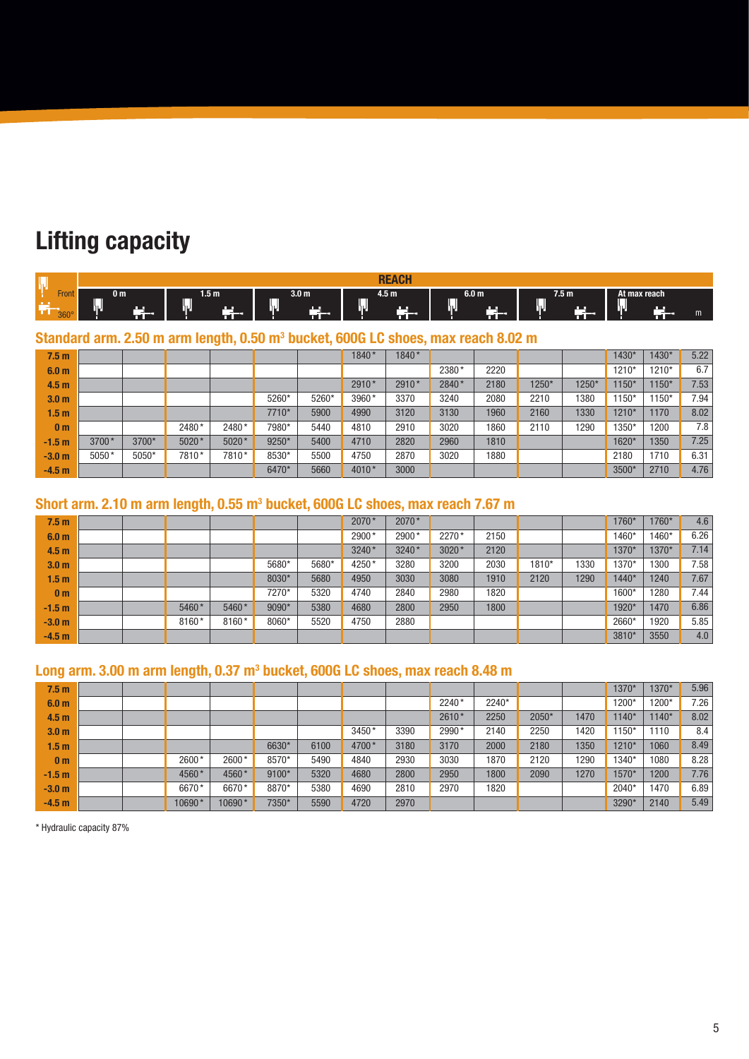# Lifting capacity

| Front / 360° | REACH | | | | | | | | | | | | | | |
|---|---|---|---|---|---|---|---|---|---|---|---|---|---|---|---|
| | 0 m | | 1.5 m | | 3.0 m | | 4.5 m | | 6.0 m | | 7.5 m | | At max reach | | |
| | Front | 360° | Front | 360° | Front | 360° | Front | 360° | Front | 360° | Front | 360° | Front | 360° | m |

## Standard arm. 2.50 m arm length, 0.50 m³ bucket, 600G LC shoes, max reach 8.02 m

| | 0 m Front | 0 m 360° | 1.5 m Front | 1.5 m 360° | 3.0 m Front | 3.0 m 360° | 4.5 m Front | 4.5 m 360° | 6.0 m Front | 6.0 m 360° | 7.5 m Front | 7.5 m 360° | Max reach Front | Max reach 360° | m |
|---|---|---|---|---|---|---|---|---|---|---|---|---|---|---|---|
| 7.5 m | | | | | | | 1840* | 1840* | | | | | 1430* | 1430* | 5.22 |
| 6.0 m | | | | | | | | | 2380* | 2220 | | | 1210* | 1210* | 6.7 |
| 4.5 m | | | | | | | 2910* | 2910* | 2840* | 2180 | 1250* | 1250* | 1150* | 1150* | 7.53 |
| 3.0 m | | | | | 5260* | 5260* | 3960* | 3370 | 3240 | 2080 | 2210 | 1380 | 1150* | 1150* | 7.94 |
| 1.5 m | | | | | 7710* | 5900 | 4990 | 3120 | 3130 | 1960 | 2160 | 1330 | 1210* | 1170 | 8.02 |
| 0 m | | | 2480* | 2480* | 7980* | 5440 | 4810 | 2910 | 3020 | 1860 | 2110 | 1290 | 1350* | 1200 | 7.8 |
| -1.5 m | 3700* | 3700* | 5020* | 5020* | 9250* | 5400 | 4710 | 2820 | 2960 | 1810 | | | 1620* | 1350 | 7.25 |
| -3.0 m | 5050* | 5050* | 7810* | 7810* | 8530* | 5500 | 4750 | 2870 | 3020 | 1880 | | | 2180 | 1710 | 6.31 |
| -4.5 m | | | | | 6470* | 5660 | 4010* | 3000 | | | | | 3500* | 2710 | 4.76 |

## Short arm. 2.10 m arm length, 0.55 m³ bucket, 600G LC shoes, max reach 7.67 m

| | 0 m Front | 0 m 360° | 1.5 m Front | 1.5 m 360° | 3.0 m Front | 3.0 m 360° | 4.5 m Front | 4.5 m 360° | 6.0 m Front | 6.0 m 360° | 7.5 m Front | 7.5 m 360° | Max reach Front | Max reach 360° | m |
|---|---|---|---|---|---|---|---|---|---|---|---|---|---|---|---|
| 7.5 m | | | | | | | 2070* | 2070* | | | | | 1760* | 1760* | 4.6 |
| 6.0 m | | | | | | | 2900* | 2900* | 2270* | 2150 | | | 1460* | 1460* | 6.26 |
| 4.5 m | | | | | | | 3240* | 3240* | 3020* | 2120 | | | 1370* | 1370* | 7.14 |
| 3.0 m | | | | | 5680* | 5680* | 4250* | 3280 | 3200 | 2030 | 1810* | 1330 | 1370* | 1300 | 7.58 |
| 1.5 m | | | | | 8030* | 5680 | 4950 | 3030 | 3080 | 1910 | 2120 | 1290 | 1440* | 1240 | 7.67 |
| 0 m | | | | | 7270* | 5320 | 4740 | 2840 | 2980 | 1820 | | | 1600* | 1280 | 7.44 |
| -1.5 m | | | 5460* | 5460* | 9090* | 5380 | 4680 | 2800 | 2950 | 1800 | | | 1920* | 1470 | 6.86 |
| -3.0 m | | | 8160* | 8160* | 8060* | 5520 | 4750 | 2880 | | | | | 2660* | 1920 | 5.85 |
| -4.5 m | | | | | | | | | | | | | 3810* | 3550 | 4.0 |

## Long arm. 3.00 m arm length, 0.37 m³ bucket, 600G LC shoes, max reach 8.48 m

| | 0 m Front | 0 m 360° | 1.5 m Front | 1.5 m 360° | 3.0 m Front | 3.0 m 360° | 4.5 m Front | 4.5 m 360° | 6.0 m Front | 6.0 m 360° | 7.5 m Front | 7.5 m 360° | Max reach Front | Max reach 360° | m |
|---|---|---|---|---|---|---|---|---|---|---|---|---|---|---|---|
| 7.5 m | | | | | | | | | | | | | 1370* | 1370* | 5.96 |
| 6.0 m | | | | | | | | | 2240* | 2240* | | | 1200* | 1200* | 7.26 |
| 4.5 m | | | | | | | | | 2610* | 2250 | 2050* | 1470 | 1140* | 1140* | 8.02 |
| 3.0 m | | | | | | | 3450* | 3390 | 2990* | 2140 | 2250 | 1420 | 1150* | 1110 | 8.4 |
| 1.5 m | | | | | 6630* | 6100 | 4700* | 3180 | 3170 | 2000 | 2180 | 1350 | 1210* | 1060 | 8.49 |
| 0 m | | | 2600* | 2600* | 8570* | 5490 | 4840 | 2930 | 3030 | 1870 | 2120 | 1290 | 1340* | 1080 | 8.28 |
| -1.5 m | | | 4560* | 4560* | 9100* | 5320 | 4680 | 2800 | 2950 | 1800 | 2090 | 1270 | 1570* | 1200 | 7.76 |
| -3.0 m | | | 6670* | 6670* | 8870* | 5380 | 4690 | 2810 | 2970 | 1820 | | | 2040* | 1470 | 6.89 |
| -4.5 m | | | 10690* | 10690* | 7350* | 5590 | 4720 | 2970 | | | | | 3290* | 2140 | 5.49 |

* Hydraulic capacity 87%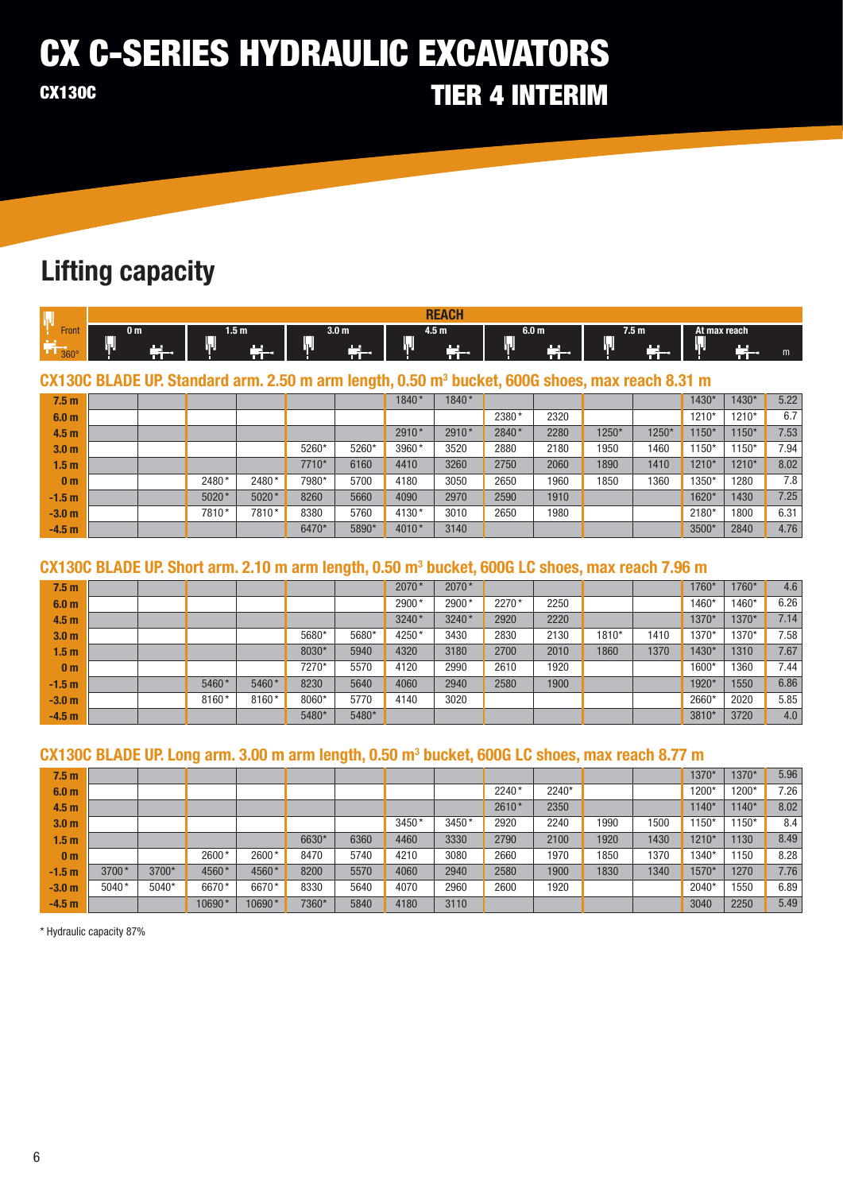# CX C-SERIES HYDRAULIC EXCAVATORS

**CX130C**

## TIER 4 INTERIM

# Lifting capacity

### CX130C BLADE UP. Standard arm. 2.50 m arm length, 0.50 m³ bucket, 600G shoes, max reach 8.31 m

| | 0 m Front | 0 m 360° | 1.5 m Front | 1.5 m 360° | 3.0 m Front | 3.0 m 360° | 4.5 m Front | 4.5 m 360° | 6.0 m Front | 6.0 m 360° | 7.5 m Front | 7.5 m 360° | At max reach Front | At max reach 360° | m |
|---|---|---|---|---|---|---|---|---|---|---|---|---|---|---|---|
| 7.5 m | | | | | | | 1840* | 1840* | | | | | 1430* | 1430* | 5.22 |
| 6.0 m | | | | | | | | | 2380* | 2320 | | | 1210* | 1210* | 6.7 |
| 4.5 m | | | | | | | 2910* | 2910* | 2840* | 2280 | 1250* | 1250* | 1150* | 1150* | 7.53 |
| 3.0 m | | | | | 5260* | 5260* | 3960* | 3520 | 2880 | 2180 | 1950 | 1460 | 1150* | 1150* | 7.94 |
| 1.5 m | | | | | 7710* | 6160 | 4410 | 3260 | 2750 | 2060 | 1890 | 1410 | 1210* | 1210* | 8.02 |
| 0 m | | | 2480* | 2480* | 7980* | 5700 | 4180 | 3050 | 2650 | 1960 | 1850 | 1360 | 1350* | 1280 | 7.8 |
| -1.5 m | | | 5020* | 5020* | 8260 | 5660 | 4090 | 2970 | 2590 | 1910 | | | 1620* | 1430 | 7.25 |
| -3.0 m | | | 7810* | 7810* | 8380 | 5760 | 4130* | 3010 | 2650 | 1980 | | | 2180* | 1800 | 6.31 |
| -4.5 m | | | | | 6470* | 5890* | 4010* | 3140 | | | | | 3500* | 2840 | 4.76 |

### CX130C BLADE UP. Short arm. 2.10 m arm length, 0.50 m³ bucket, 600G LC shoes, max reach 7.96 m

| | 0 m Front | 0 m 360° | 1.5 m Front | 1.5 m 360° | 3.0 m Front | 3.0 m 360° | 4.5 m Front | 4.5 m 360° | 6.0 m Front | 6.0 m 360° | 7.5 m Front | 7.5 m 360° | At max reach Front | At max reach 360° | m |
|---|---|---|---|---|---|---|---|---|---|---|---|---|---|---|---|
| 7.5 m | | | | | | | 2070* | 2070* | | | | | 1760* | 1760* | 4.6 |
| 6.0 m | | | | | | | 2900* | 2900* | 2270* | 2250 | | | 1460* | 1460* | 6.26 |
| 4.5 m | | | | | | | 3240* | 3240* | 2920 | 2220 | | | 1370* | 1370* | 7.14 |
| 3.0 m | | | | | 5680* | 5680* | 4250* | 3430 | 2830 | 2130 | 1810* | 1410 | 1370* | 1370* | 7.58 |
| 1.5 m | | | | | 8030* | 5940 | 4320 | 3180 | 2700 | 2010 | 1860 | 1370 | 1430* | 1310 | 7.67 |
| 0 m | | | | | 7270* | 5570 | 4120 | 2990 | 2610 | 1920 | | | 1600* | 1360 | 7.44 |
| -1.5 m | | | 5460* | 5460* | 8230 | 5640 | 4060 | 2940 | 2580 | 1900 | | | 1920* | 1550 | 6.86 |
| -3.0 m | | | 8160* | 8160* | 8060* | 5770 | 4140 | 3020 | | | | | 2660* | 2020 | 5.85 |
| -4.5 m | | | | | 5480* | 5480* | | | | | | | 3810* | 3720 | 4.0 |

### CX130C BLADE UP. Long arm. 3.00 m arm length, 0.50 m³ bucket, 600G LC shoes, max reach 8.77 m

| | 0 m Front | 0 m 360° | 1.5 m Front | 1.5 m 360° | 3.0 m Front | 3.0 m 360° | 4.5 m Front | 4.5 m 360° | 6.0 m Front | 6.0 m 360° | 7.5 m Front | 7.5 m 360° | At max reach Front | At max reach 360° | m |
|---|---|---|---|---|---|---|---|---|---|---|---|---|---|---|---|
| 7.5 m | | | | | | | | | | | | | 1370* | 1370* | 5.96 |
| 6.0 m | | | | | | | | | 2240* | 2240* | | | 1200* | 1200* | 7.26 |
| 4.5 m | | | | | | | | | 2610* | 2350 | | | 1140* | 1140* | 8.02 |
| 3.0 m | | | | | | | 3450* | 3450* | 2920 | 2240 | 1990 | 1500 | 1150* | 1150* | 8.4 |
| 1.5 m | | | | | 6630* | 6360 | 4460 | 3330 | 2790 | 2100 | 1920 | 1430 | 1210* | 1130 | 8.49 |
| 0 m | | | 2600* | 2600* | 8470 | 5740 | 4210 | 3080 | 2660 | 1970 | 1850 | 1370 | 1340* | 1150 | 8.28 |
| -1.5 m | 3700* | 3700* | 4560* | 4560* | 8200 | 5570 | 4060 | 2940 | 2580 | 1900 | 1830 | 1340 | 1570* | 1270 | 7.76 |
| -3.0 m | 5040* | 5040* | 6670* | 6670* | 8330 | 5640 | 4070 | 2960 | 2600 | 1920 | | | 2040* | 1550 | 6.89 |
| -4.5 m | | | 10690* | 10690* | 7360* | 5840 | 4180 | 3110 | | | | | 3040 | 2250 | 5.49 |

* Hydraulic capacity 87%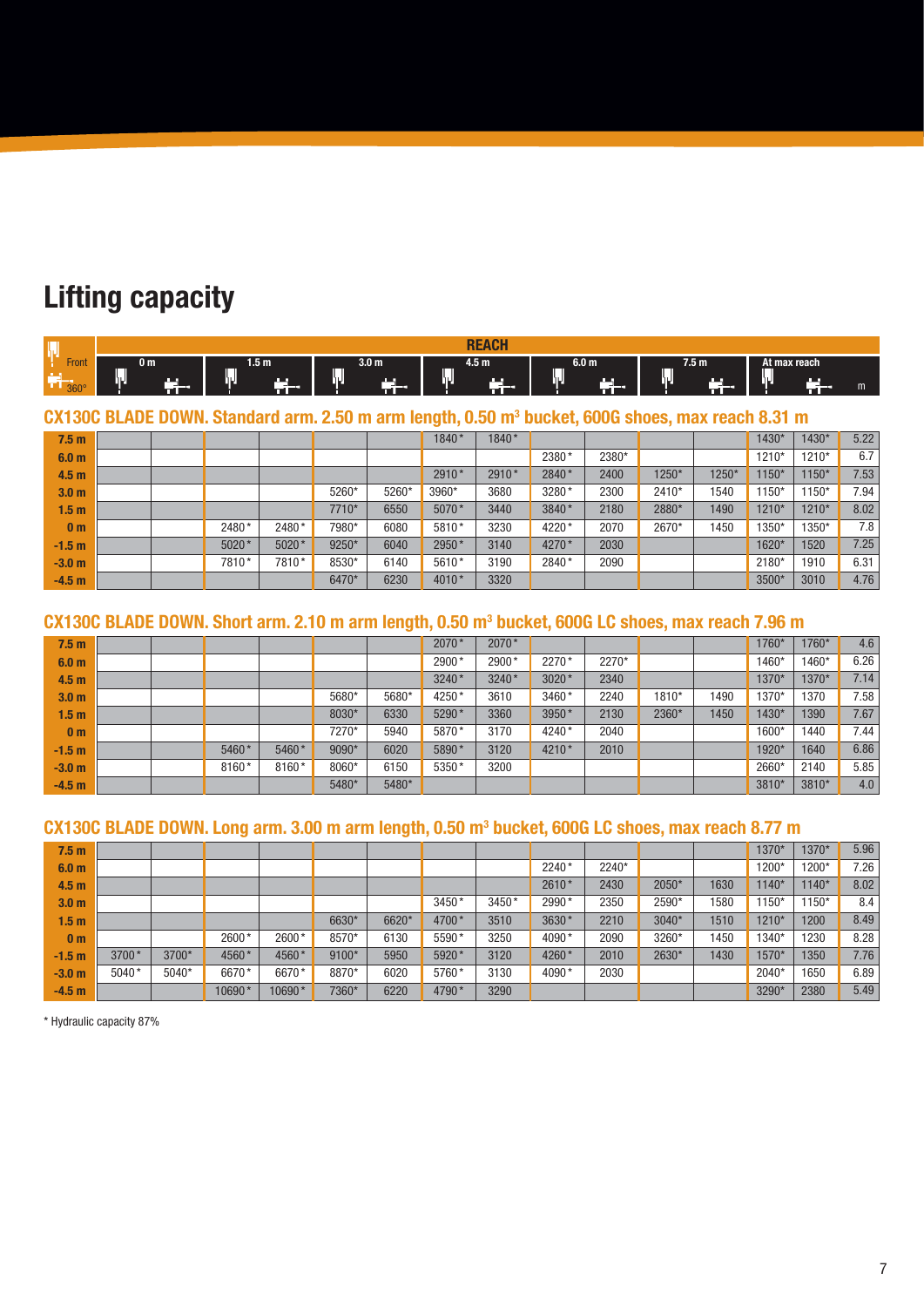# Lifting capacity

| Front / 360° | REACH 0 m | | 1.5 m | | 3.0 m | | 4.5 m | | 6.0 m | | 7.5 m | | At max reach | | m |
|---|---|---|---|---|---|---|---|---|---|---|---|---|---|---|---|
| | Front | 360° | Front | 360° | Front | 360° | Front | 360° | Front | 360° | Front | 360° | Front | 360° | m |

## CX130C BLADE DOWN. Standard arm. 2.50 m arm length, 0.50 m³ bucket, 600G shoes, max reach 8.31 m

| | 0 m Front | 0 m 360° | 1.5 m Front | 1.5 m 360° | 3.0 m Front | 3.0 m 360° | 4.5 m Front | 4.5 m 360° | 6.0 m Front | 6.0 m 360° | 7.5 m Front | 7.5 m 360° | At max reach Front | At max reach 360° | m |
|---|---|---|---|---|---|---|---|---|---|---|---|---|---|---|---|
| 7.5 m | | | | | | | 1840* | 1840* | | | | | 1430* | 1430* | 5.22 |
| 6.0 m | | | | | | | | | 2380* | 2380* | | | 1210* | 1210* | 6.7 |
| 4.5 m | | | | | | | 2910* | 2910* | 2840* | 2400 | 1250* | 1250* | 1150* | 1150* | 7.53 |
| 3.0 m | | | | | 5260* | 5260* | 3960* | 3680 | 3280* | 2300 | 2410* | 1540 | 1150* | 1150* | 7.94 |
| 1.5 m | | | | | 7710* | 6550 | 5070* | 3440 | 3840* | 2180 | 2880* | 1490 | 1210* | 1210* | 8.02 |
| 0 m | | | 2480* | 2480* | 7980* | 6080 | 5810* | 3230 | 4220* | 2070 | 2670* | 1450 | 1350* | 1350* | 7.8 |
| -1.5 m | | | 5020* | 5020* | 9250* | 6040 | 2950* | 3140 | 4270* | 2030 | | | 1620* | 1520 | 7.25 |
| -3.0 m | | | 7810* | 7810* | 8530* | 6140 | 5610* | 3190 | 2840* | 2090 | | | 2180* | 1910 | 6.31 |
| -4.5 m | | | | | 6470* | 6230 | 4010* | 3320 | | | | | 3500* | 3010 | 4.76 |

## CX130C BLADE DOWN. Short arm. 2.10 m arm length, 0.50 m³ bucket, 600G LC shoes, max reach 7.96 m

| | 0 m Front | 0 m 360° | 1.5 m Front | 1.5 m 360° | 3.0 m Front | 3.0 m 360° | 4.5 m Front | 4.5 m 360° | 6.0 m Front | 6.0 m 360° | 7.5 m Front | 7.5 m 360° | At max reach Front | At max reach 360° | m |
|---|---|---|---|---|---|---|---|---|---|---|---|---|---|---|---|
| 7.5 m | | | | | | | 2070* | 2070* | | | | | 1760* | 1760* | 4.6 |
| 6.0 m | | | | | | | 2900* | 2900* | 2270* | 2270* | | | 1460* | 1460* | 6.26 |
| 4.5 m | | | | | | | 3240* | 3240* | 3020* | 2340 | | | 1370* | 1370* | 7.14 |
| 3.0 m | | | | | 5680* | 5680* | 4250* | 3610 | 3460* | 2240 | 1810* | 1490 | 1370* | 1370 | 7.58 |
| 1.5 m | | | | | 8030* | 6330 | 5290* | 3360 | 3950* | 2130 | 2360* | 1450 | 1430* | 1390 | 7.67 |
| 0 m | | | | | 7270* | 5940 | 5870* | 3170 | 4240* | 2040 | | | 1600* | 1440 | 7.44 |
| -1.5 m | | | 5460* | 5460* | 9090* | 6020 | 5890* | 3120 | 4210* | 2010 | | | 1920* | 1640 | 6.86 |
| -3.0 m | | | 8160* | 8160* | 8060* | 6150 | 5350* | 3200 | | | | | 2660* | 2140 | 5.85 |
| -4.5 m | | | | | 5480* | 5480* | | | | | | | 3810* | 3810* | 4.0 |

## CX130C BLADE DOWN. Long arm. 3.00 m arm length, 0.50 m³ bucket, 600G LC shoes, max reach 8.77 m

| | 0 m Front | 0 m 360° | 1.5 m Front | 1.5 m 360° | 3.0 m Front | 3.0 m 360° | 4.5 m Front | 4.5 m 360° | 6.0 m Front | 6.0 m 360° | 7.5 m Front | 7.5 m 360° | At max reach Front | At max reach 360° | m |
|---|---|---|---|---|---|---|---|---|---|---|---|---|---|---|---|
| 7.5 m | | | | | | | | | | | | | 1370* | 1370* | 5.96 |
| 6.0 m | | | | | | | | | 2240* | 2240* | | | 1200* | 1200* | 7.26 |
| 4.5 m | | | | | | | | | 2610* | 2430 | 2050* | 1630 | 1140* | 1140* | 8.02 |
| 3.0 m | | | | | | | 3450* | 3450* | 2990* | 2350 | 2590* | 1580 | 1150* | 1150* | 8.4 |
| 1.5 m | | | | | 6630* | 6620* | 4700* | 3510 | 3630* | 2210 | 3040* | 1510 | 1210* | 1200 | 8.49 |
| 0 m | | | 2600* | 2600* | 8570* | 6130 | 5590* | 3250 | 4090* | 2090 | 3260* | 1450 | 1340* | 1230 | 8.28 |
| -1.5 m | 3700* | 3700* | 4560* | 4560* | 9100* | 5950 | 5920* | 3120 | 4260* | 2010 | 2630* | 1430 | 1570* | 1350 | 7.76 |
| -3.0 m | 5040* | 5040* | 6670* | 6670* | 8870* | 6020 | 5760* | 3130 | 4090* | 2030 | | | 2040* | 1650 | 6.89 |
| -4.5 m | | | 10690* | 10690* | 7360* | 6220 | 4790* | 3290 | | | | | 3290* | 2380 | 5.49 |

* Hydraulic capacity 87%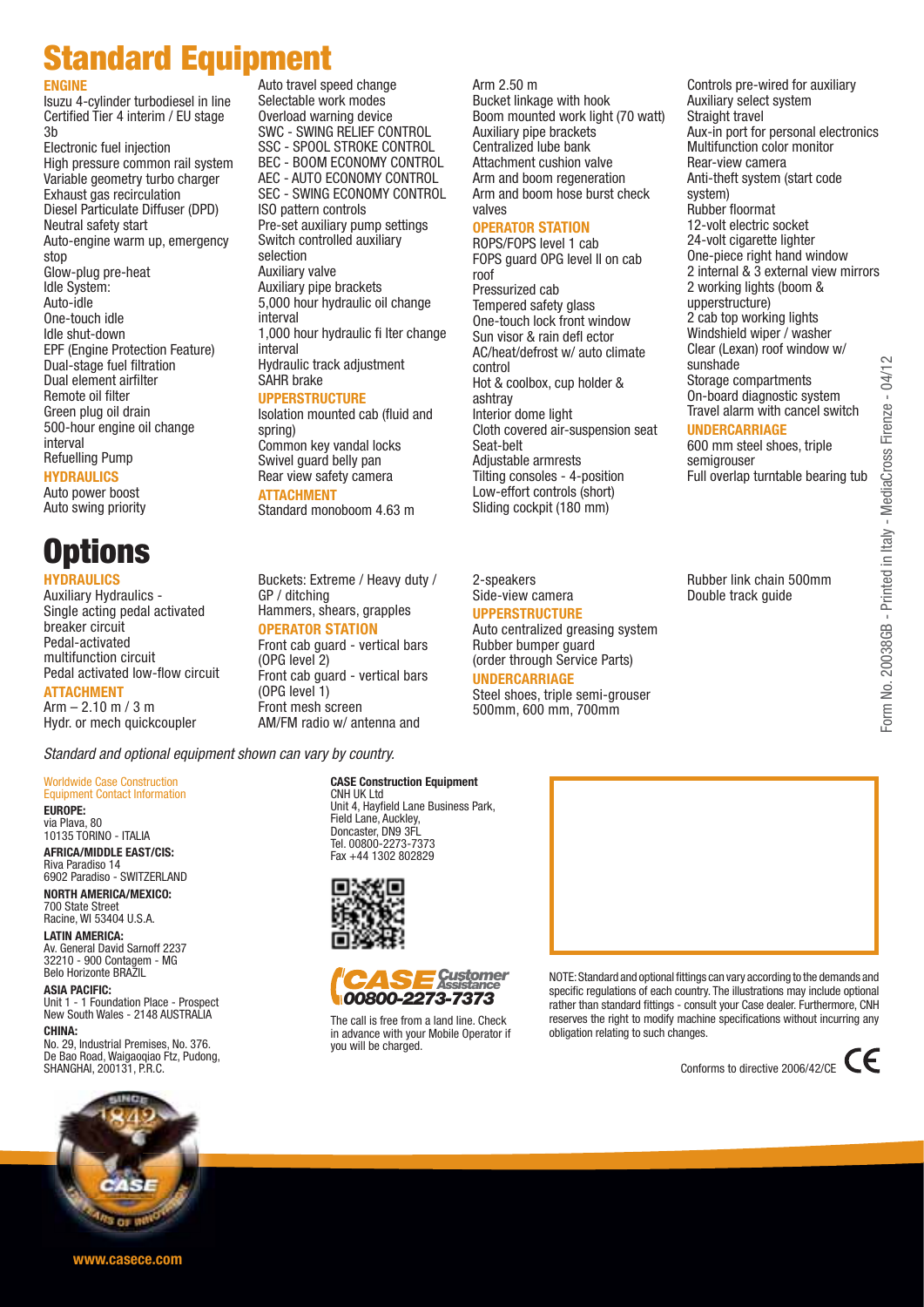# Standard Equipment

### ENGINE

Isuzu 4-cylinder turbodiesel in line
Certified Tier 4 interim / EU stage 3b
Electronic fuel injection
High pressure common rail system
Variable geometry turbo charger
Exhaust gas recirculation
Diesel Particulate Diffuser (DPD)
Neutral safety start
Auto-engine warm up, emergency stop
Glow-plug pre-heat
Idle System:
Auto-idle
One-touch idle
Idle shut-down
EPF (Engine Protection Feature)
Dual-stage fuel filtration
Dual element airfilter
Remote oil filter
Green plug oil drain
500-hour engine oil change interval
Refuelling Pump

### HYDRAULICS

Auto power boost
Auto swing priority
Auto travel speed change
Selectable work modes
Overload warning device
SWC - SWING RELIEF CONTROL
SSC - SPOOL STROKE CONTROL
BEC - BOOM ECONOMY CONTROL
AEC - AUTO ECONOMY CONTROL
SEC - SWING ECONOMY CONTROL
ISO pattern controls
Pre-set auxiliary pump settings
Switch controlled auxiliary selection
Auxiliary valve
Auxiliary pipe brackets
5,000 hour hydraulic oil change interval
1,000 hour hydraulic fi lter change interval
Hydraulic track adjustment
SAHR brake

### UPPERSTRUCTURE

Isolation mounted cab (fluid and spring)
Common key vandal locks
Swivel guard belly pan
Rear view safety camera

### ATTACHMENT

Standard monoboom 4.63 m
Arm 2.50 m
Bucket linkage with hook
Boom mounted work light (70 watt)
Auxiliary pipe brackets
Centralized lube bank
Attachment cushion valve
Arm and boom regeneration
Arm and boom hose burst check valves

### OPERATOR STATION

ROPS/FOPS level 1 cab
FOPS guard OPG level II on cab roof
Pressurized cab
Tempered safety glass
One-touch lock front window
Sun visor & rain defl ector
AC/heat/defrost w/ auto climate control
Hot & coolbox, cup holder & ashtray
Interior dome light
Cloth covered air-suspension seat
Seat-belt
Adjustable armrests
Tilting consoles - 4-position
Low-effort controls (short)
Sliding cockpit (180 mm)
Controls pre-wired for auxiliary
Auxiliary select system
Straight travel
Aux-in port for personal electronics
Multifunction color monitor
Rear-view camera
Anti-theft system (start code system)
Rubber floormat
12-volt electric socket
24-volt cigarette lighter
One-piece right hand window
2 internal & 3 external view mirrors
2 working lights (boom & upperstructure)
2 cab top working lights
Windshield wiper / washer
Clear (Lexan) roof window w/ sunshade
Storage compartments
On-board diagnostic system
Travel alarm with cancel switch

### UNDERCARRIAGE

600 mm steel shoes, triple semigrouser
Full overlap turntable bearing tub

# Options

### HYDRAULICS

Auxiliary Hydraulics -
Single acting pedal activated breaker circuit
Pedal-activated multifunction circuit
Pedal activated low-flow circuit

### ATTACHMENT

Arm – 2.10 m / 3 m
Hydr. or mech quickcoupler
Buckets: Extreme / Heavy duty / GP / ditching
Hammers, shears, grapples

### OPERATOR STATION

Front cab guard - vertical bars (OPG level 2)
Front cab guard - vertical bars (OPG level 1)
Front mesh screen
AM/FM radio w/ antenna and 2-speakers
Side-view camera

### UPPERSTRUCTURE

Auto centralized greasing system
Rubber bumper guard (order through Service Parts)

### UNDERCARRIAGE

Steel shoes, triple semi-grouser 500mm, 600 mm, 700mm
Rubber link chain 500mm
Double track guide

*Standard and optional equipment shown can vary by country.*

Worldwide Case Construction Equipment Contact Information

**EUROPE:**
via Plava, 80
10135 TORINO - ITALIA

**AFRICA/MIDDLE EAST/CIS:**
Riva Paradiso 14
6902 Paradiso - SWITZERLAND

**NORTH AMERICA/MEXICO:**
700 State Street
Racine, WI 53404 U.S.A.

**LATIN AMERICA:**
Av. General David Sarnoff 2237
32210 - 900 Contagem - MG
Belo Horizonte BRAZIL

**ASIA PACIFIC:**
Unit 1 - 1 Foundation Place - Prospect
New South Wales - 2148 AUSTRALIA

**CHINA:**
No. 29, Industrial Premises, No. 376.
De Bao Road, Waigaoqiao Ftz, Pudong,
SHANGHAI, 200131, P.R.C.

**CASE Construction Equipment**
CNH UK Ltd
Unit 4, Hayfield Lane Business Park,
Field Lane, Auckley,
Doncaster, DN9 3FL
Tel. 00800-2273-7373
Fax +44 1302 802829

CASE Customer Assistance 00800-2273-7373

The call is free from a land line. Check in advance with your Mobile Operator if you will be charged.

NOTE: Standard and optional fittings can vary according to the demands and specific regulations of each country. The illustrations may include optional rather than standard fittings - consult your Case dealer. Furthermore, CNH reserves the right to modify machine specifications without incurring any obligation relating to such changes.

Conforms to directive 2006/42/CE CE

Form No. 20038GB - Printed in Italy - MediaCross Firenze - 04/12

www.casece.com